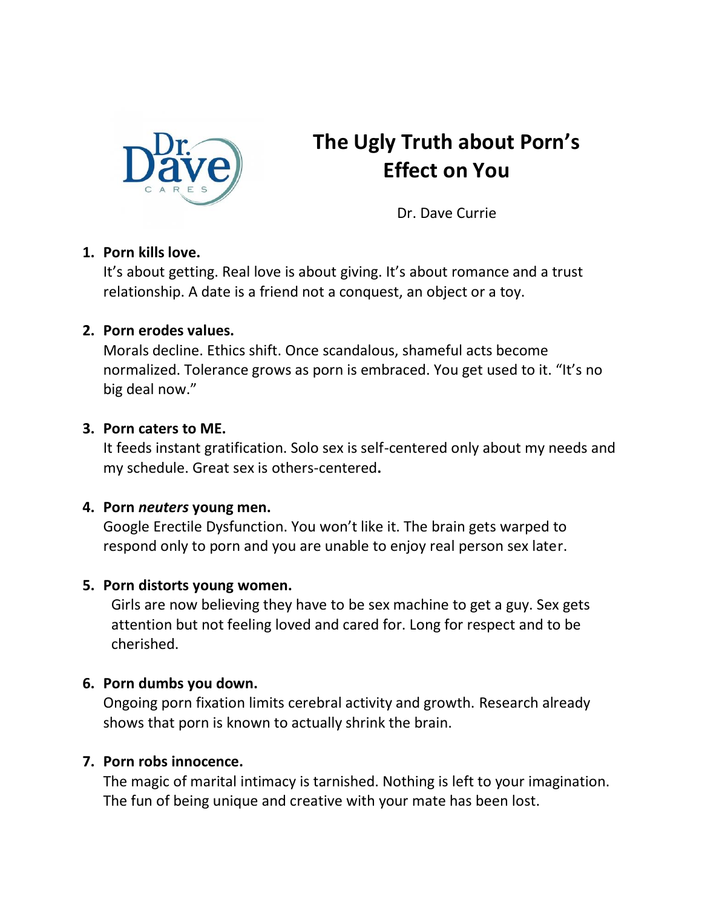Dr. Dave CARES

# The Ugly Truth about Porn's Effect on You

Dr. Dave Currie

1. **Porn kills love.**
   It's about getting. Real love is about giving. It's about romance and a trust relationship. A date is a friend not a conquest, an object or a toy.

2. **Porn erodes values.**
   Morals decline. Ethics shift. Once scandalous, shameful acts become normalized. Tolerance grows as porn is embraced. You get used to it. "It's no big deal now."

3. **Porn caters to ME.**
   It feeds instant gratification. Solo sex is self-centered only about my needs and my schedule. Great sex is others-centered**.**

4. **Porn *neuters* young men.**
   Google Erectile Dysfunction. You won't like it. The brain gets warped to respond only to porn and you are unable to enjoy real person sex later.

5. **Porn distorts young women.**
   Girls are now believing they have to be sex machine to get a guy. Sex gets attention but not feeling loved and cared for. Long for respect and to be cherished.

6. **Porn dumbs you down.**
   Ongoing porn fixation limits cerebral activity and growth. Research already shows that porn is known to actually shrink the brain.

7. **Porn robs innocence.**
   The magic of marital intimacy is tarnished. Nothing is left to your imagination. The fun of being unique and creative with your mate has been lost.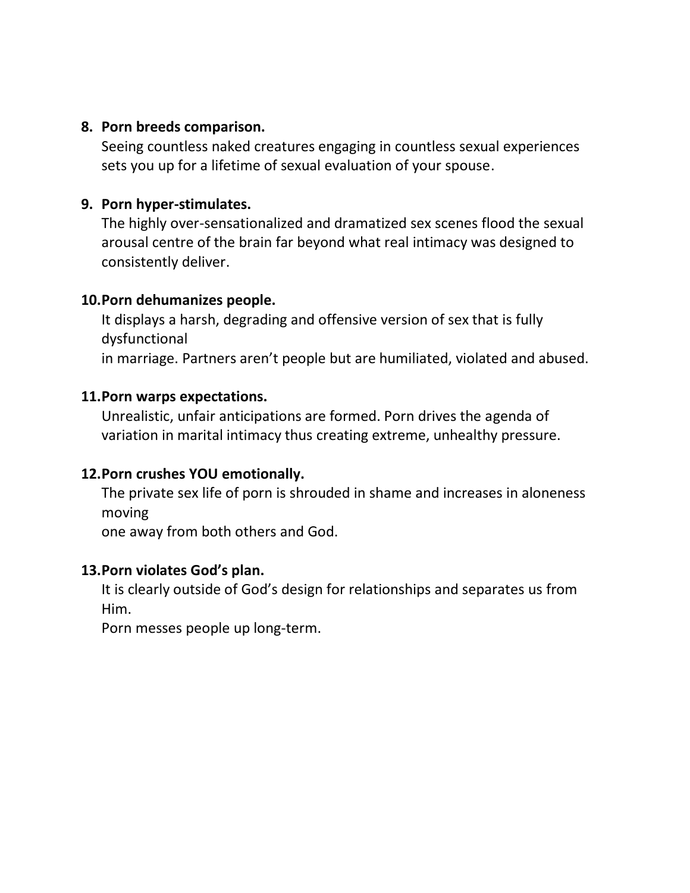8. **Porn breeds comparison.**
   Seeing countless naked creatures engaging in countless sexual experiences sets you up for a lifetime of sexual evaluation of your spouse.

9. **Porn hyper-stimulates.**
   The highly over-sensationalized and dramatized sex scenes flood the sexual arousal centre of the brain far beyond what real intimacy was designed to consistently deliver.

10. **Porn dehumanizes people.**
    It displays a harsh, degrading and offensive version of sex that is fully dysfunctional
    in marriage. Partners aren't people but are humiliated, violated and abused.

11. **Porn warps expectations.**
    Unrealistic, unfair anticipations are formed. Porn drives the agenda of variation in marital intimacy thus creating extreme, unhealthy pressure.

12. **Porn crushes YOU emotionally.**
    The private sex life of porn is shrouded in shame and increases in aloneness moving
    one away from both others and God.

13. **Porn violates God's plan.**
    It is clearly outside of God's design for relationships and separates us from Him.
    Porn messes people up long-term.